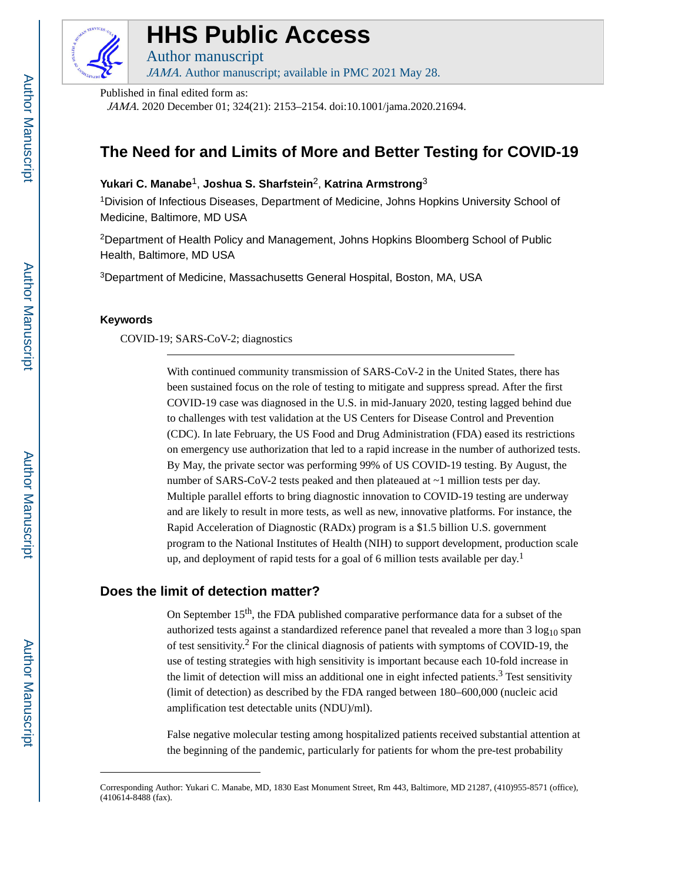# HHS Public Access

Author manuscript

*JAMA*. Author manuscript; available in PMC 2021 May 28.

Published in final edited form as:

*JAMA*. 2020 December 01; 324(21): 2153–2154. doi:10.1001/jama.2020.21694.

## The Need for and Limits of More and Better Testing for COVID-19

**Yukari C. Manabe**[1], **Joshua S. Sharfstein**[2], **Katrina Armstrong**[3]

[1]Division of Infectious Diseases, Department of Medicine, Johns Hopkins University School of Medicine, Baltimore, MD USA

[2]Department of Health Policy and Management, Johns Hopkins Bloomberg School of Public Health, Baltimore, MD USA

[3]Department of Medicine, Massachusetts General Hospital, Boston, MA, USA

### Keywords

COVID-19; SARS-CoV-2; diagnostics

---

With continued community transmission of SARS-CoV-2 in the United States, there has been sustained focus on the role of testing to mitigate and suppress spread. After the first COVID-19 case was diagnosed in the U.S. in mid-January 2020, testing lagged behind due to challenges with test validation at the US Centers for Disease Control and Prevention (CDC). In late February, the US Food and Drug Administration (FDA) eased its restrictions on emergency use authorization that led to a rapid increase in the number of authorized tests. By May, the private sector was performing 99% of US COVID-19 testing. By August, the number of SARS-CoV-2 tests peaked and then plateaued at ~1 million tests per day. Multiple parallel efforts to bring diagnostic innovation to COVID-19 testing are underway and are likely to result in more tests, as well as new, innovative platforms. For instance, the Rapid Acceleration of Diagnostic (RADx) program is a $1.5 billion U.S. government program to the National Institutes of Health (NIH) to support development, production scale up, and deployment of rapid tests for a goal of 6 million tests available per day.[1]

## Does the limit of detection matter?

On September 15th, the FDA published comparative performance data for a subset of the authorized tests against a standardized reference panel that revealed a more than 3 $\log_{10}$ span of test sensitivity.[2] For the clinical diagnosis of patients with symptoms of COVID-19, the use of testing strategies with high sensitivity is important because each 10-fold increase in the limit of detection will miss an additional one in eight infected patients.[3] Test sensitivity (limit of detection) as described by the FDA ranged between 180–600,000 (nucleic acid amplification test detectable units (NDU)/ml).

False negative molecular testing among hospitalized patients received substantial attention at the beginning of the pandemic, particularly for patients for whom the pre-test probability

---

Corresponding Author: Yukari C. Manabe, MD, 1830 East Monument Street, Rm 443, Baltimore, MD 21287, (410)955-8571 (office), (410614-8488 (fax).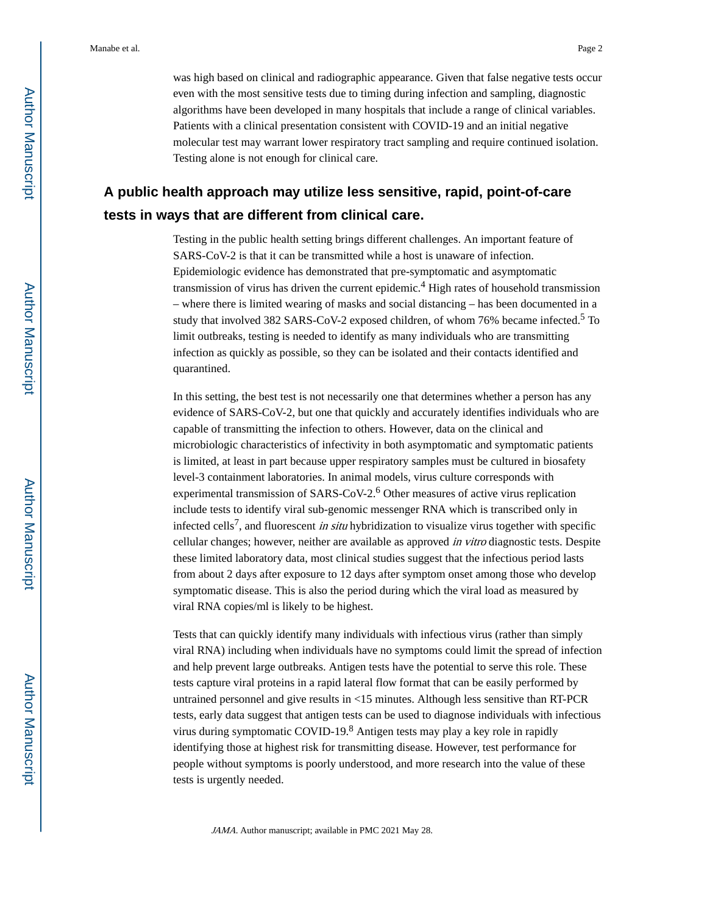was high based on clinical and radiographic appearance. Given that false negative tests occur even with the most sensitive tests due to timing during infection and sampling, diagnostic algorithms have been developed in many hospitals that include a range of clinical variables. Patients with a clinical presentation consistent with COVID-19 and an initial negative molecular test may warrant lower respiratory tract sampling and require continued isolation. Testing alone is not enough for clinical care.

## A public health approach may utilize less sensitive, rapid, point-of-care tests in ways that are different from clinical care.

Testing in the public health setting brings different challenges. An important feature of SARS-CoV-2 is that it can be transmitted while a host is unaware of infection. Epidemiologic evidence has demonstrated that pre-symptomatic and asymptomatic transmission of virus has driven the current epidemic.[4] High rates of household transmission – where there is limited wearing of masks and social distancing – has been documented in a study that involved 382 SARS-CoV-2 exposed children, of whom 76% became infected.[5] To limit outbreaks, testing is needed to identify as many individuals who are transmitting infection as quickly as possible, so they can be isolated and their contacts identified and quarantined.

In this setting, the best test is not necessarily one that determines whether a person has any evidence of SARS-CoV-2, but one that quickly and accurately identifies individuals who are capable of transmitting the infection to others. However, data on the clinical and microbiologic characteristics of infectivity in both asymptomatic and symptomatic patients is limited, at least in part because upper respiratory samples must be cultured in biosafety level-3 containment laboratories. In animal models, virus culture corresponds with experimental transmission of SARS-CoV-2.[6] Other measures of active virus replication include tests to identify viral sub-genomic messenger RNA which is transcribed only in infected cells[7], and fluorescent *in situ* hybridization to visualize virus together with specific cellular changes; however, neither are available as approved *in vitro* diagnostic tests. Despite these limited laboratory data, most clinical studies suggest that the infectious period lasts from about 2 days after exposure to 12 days after symptom onset among those who develop symptomatic disease. This is also the period during which the viral load as measured by viral RNA copies/ml is likely to be highest.

Tests that can quickly identify many individuals with infectious virus (rather than simply viral RNA) including when individuals have no symptoms could limit the spread of infection and help prevent large outbreaks. Antigen tests have the potential to serve this role. These tests capture viral proteins in a rapid lateral flow format that can be easily performed by untrained personnel and give results in <15 minutes. Although less sensitive than RT-PCR tests, early data suggest that antigen tests can be used to diagnose individuals with infectious virus during symptomatic COVID-19.[8] Antigen tests may play a key role in rapidly identifying those at highest risk for transmitting disease. However, test performance for people without symptoms is poorly understood, and more research into the value of these tests is urgently needed.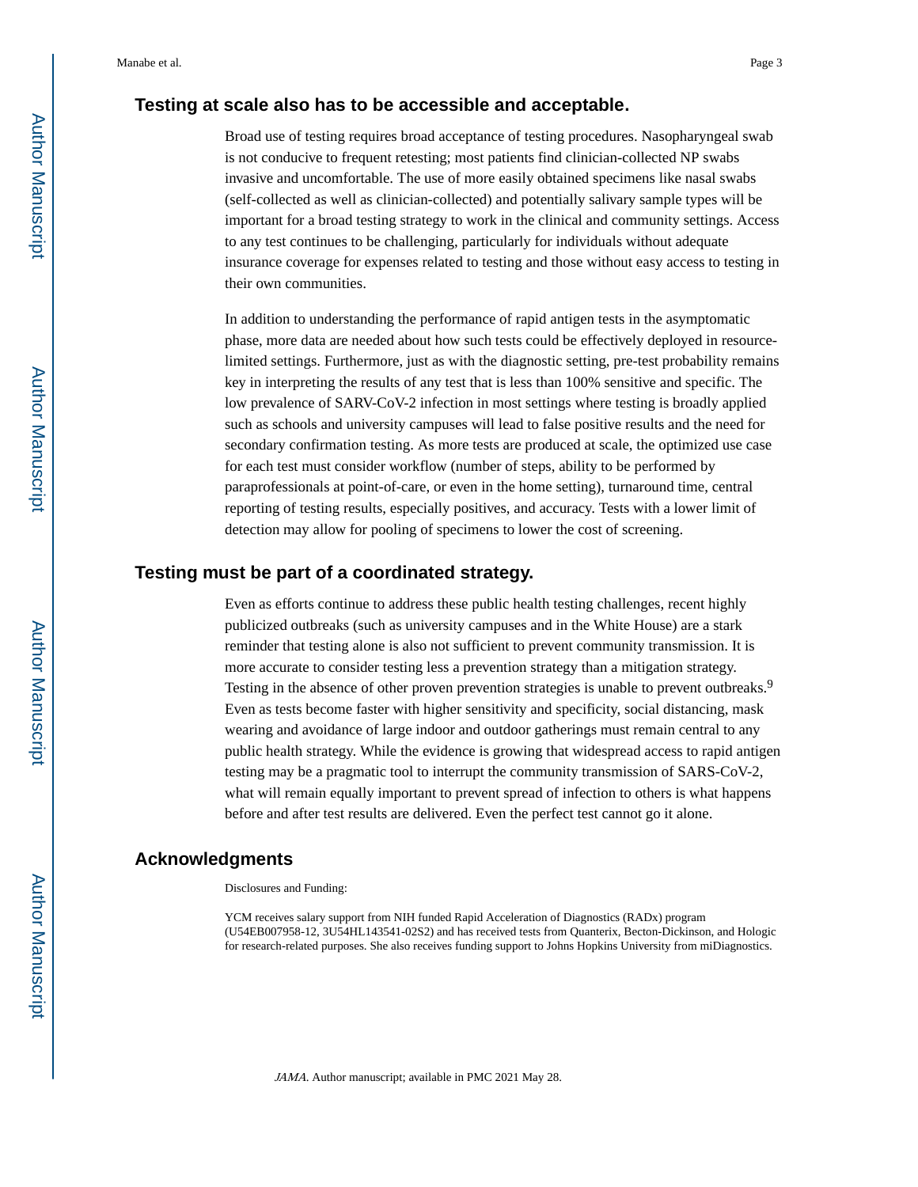## Testing at scale also has to be accessible and acceptable.

Broad use of testing requires broad acceptance of testing procedures. Nasopharyngeal swab is not conducive to frequent retesting; most patients find clinician-collected NP swabs invasive and uncomfortable. The use of more easily obtained specimens like nasal swabs (self-collected as well as clinician-collected) and potentially salivary sample types will be important for a broad testing strategy to work in the clinical and community settings. Access to any test continues to be challenging, particularly for individuals without adequate insurance coverage for expenses related to testing and those without easy access to testing in their own communities.

In addition to understanding the performance of rapid antigen tests in the asymptomatic phase, more data are needed about how such tests could be effectively deployed in resource-limited settings. Furthermore, just as with the diagnostic setting, pre-test probability remains key in interpreting the results of any test that is less than 100% sensitive and specific. The low prevalence of SARV-CoV-2 infection in most settings where testing is broadly applied such as schools and university campuses will lead to false positive results and the need for secondary confirmation testing. As more tests are produced at scale, the optimized use case for each test must consider workflow (number of steps, ability to be performed by paraprofessionals at point-of-care, or even in the home setting), turnaround time, central reporting of testing results, especially positives, and accuracy. Tests with a lower limit of detection may allow for pooling of specimens to lower the cost of screening.

## Testing must be part of a coordinated strategy.

Even as efforts continue to address these public health testing challenges, recent highly publicized outbreaks (such as university campuses and in the White House) are a stark reminder that testing alone is also not sufficient to prevent community transmission. It is more accurate to consider testing less a prevention strategy than a mitigation strategy. Testing in the absence of other proven prevention strategies is unable to prevent outbreaks.[9] Even as tests become faster with higher sensitivity and specificity, social distancing, mask wearing and avoidance of large indoor and outdoor gatherings must remain central to any public health strategy. While the evidence is growing that widespread access to rapid antigen testing may be a pragmatic tool to interrupt the community transmission of SARS-CoV-2, what will remain equally important to prevent spread of infection to others is what happens before and after test results are delivered. Even the perfect test cannot go it alone.

## Acknowledgments

Disclosures and Funding:

YCM receives salary support from NIH funded Rapid Acceleration of Diagnostics (RADx) program (U54EB007958-12, 3U54HL143541-02S2) and has received tests from Quanterix, Becton-Dickinson, and Hologic for research-related purposes. She also receives funding support to Johns Hopkins University from miDiagnostics.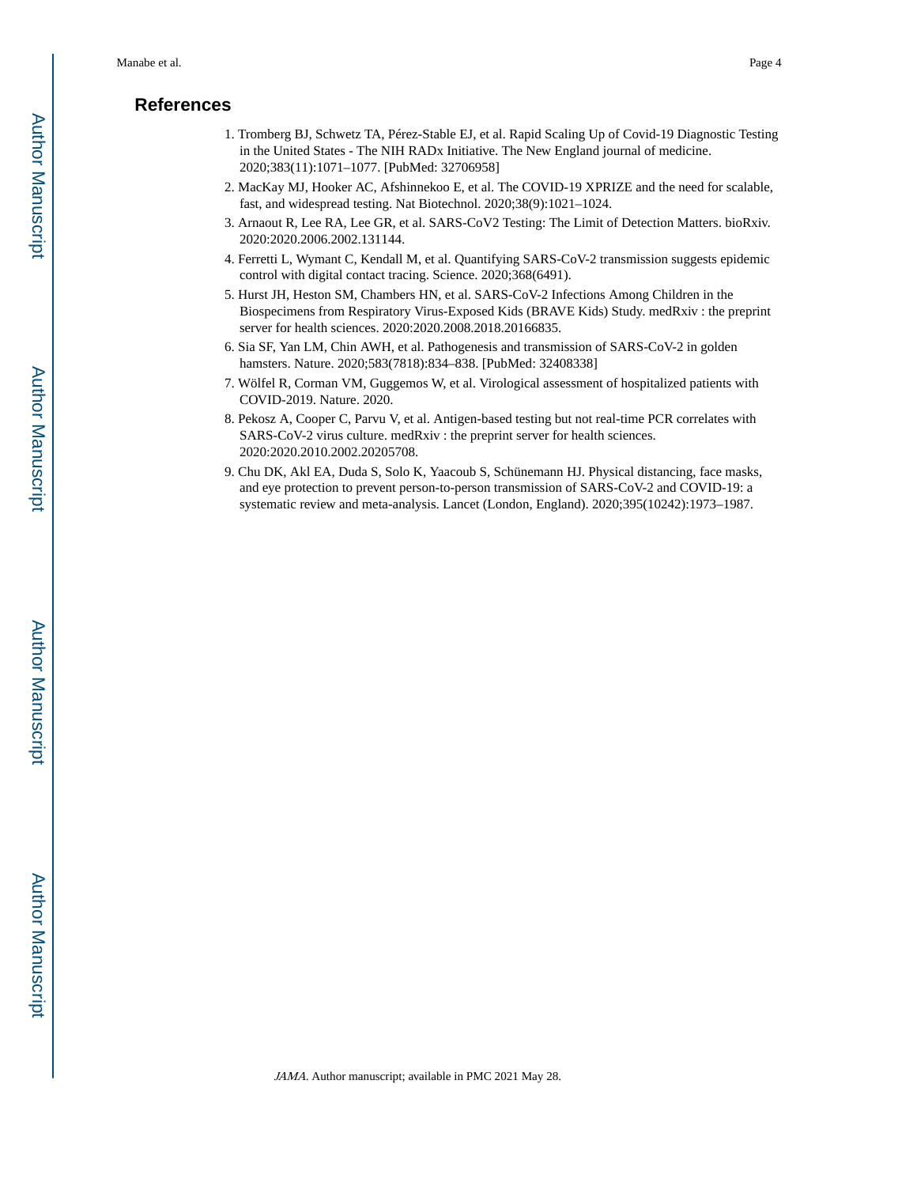## References

1. Tromberg BJ, Schwetz TA, Pérez-Stable EJ, et al. Rapid Scaling Up of Covid-19 Diagnostic Testing in the United States - The NIH RADx Initiative. The New England journal of medicine. 2020;383(11):1071–1077. [PubMed: 32706958]
2. MacKay MJ, Hooker AC, Afshinnekoo E, et al. The COVID-19 XPRIZE and the need for scalable, fast, and widespread testing. Nat Biotechnol. 2020;38(9):1021–1024.
3. Arnaout R, Lee RA, Lee GR, et al. SARS-CoV2 Testing: The Limit of Detection Matters. bioRxiv. 2020:2020.2006.2002.131144.
4. Ferretti L, Wymant C, Kendall M, et al. Quantifying SARS-CoV-2 transmission suggests epidemic control with digital contact tracing. Science. 2020;368(6491).
5. Hurst JH, Heston SM, Chambers HN, et al. SARS-CoV-2 Infections Among Children in the Biospecimens from Respiratory Virus-Exposed Kids (BRAVE Kids) Study. medRxiv : the preprint server for health sciences. 2020:2020.2008.2018.20166835.
6. Sia SF, Yan LM, Chin AWH, et al. Pathogenesis and transmission of SARS-CoV-2 in golden hamsters. Nature. 2020;583(7818):834–838. [PubMed: 32408338]
7. Wölfel R, Corman VM, Guggemos W, et al. Virological assessment of hospitalized patients with COVID-2019. Nature. 2020.
8. Pekosz A, Cooper C, Parvu V, et al. Antigen-based testing but not real-time PCR correlates with SARS-CoV-2 virus culture. medRxiv : the preprint server for health sciences. 2020:2020.2010.2002.20205708.
9. Chu DK, Akl EA, Duda S, Solo K, Yaacoub S, Schünemann HJ. Physical distancing, face masks, and eye protection to prevent person-to-person transmission of SARS-CoV-2 and COVID-19: a systematic review and meta-analysis. Lancet (London, England). 2020;395(10242):1973–1987.